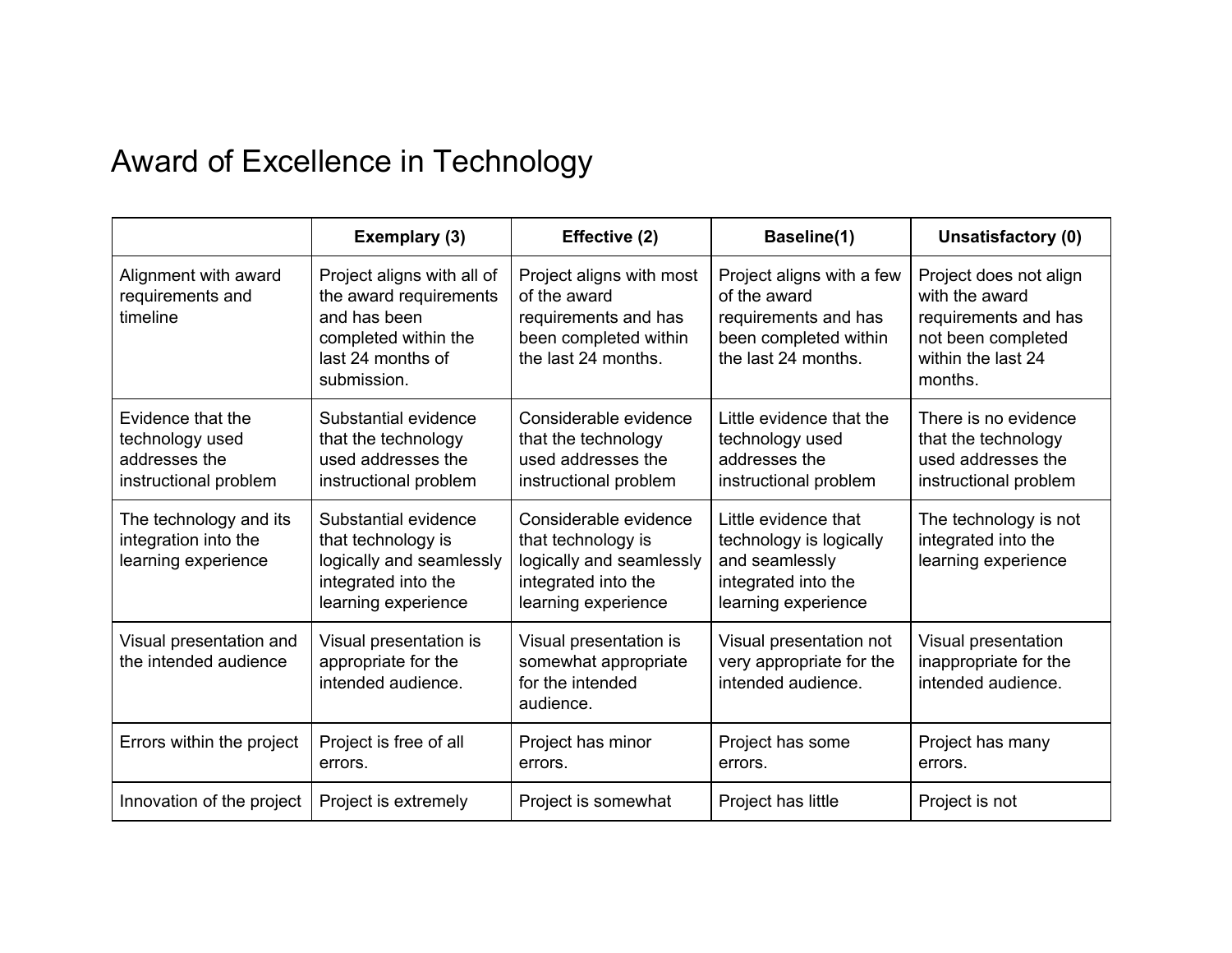# Award of Excellence in Technology

| | Exemplary (3) | Effective (2) | Baseline(1) | Unsatisfactory (0) |
|---|---|---|---|---|
| Alignment with award requirements and timeline | Project aligns with all of the award requirements and has been completed within the last 24 months of submission. | Project aligns with most of the award requirements and has been completed within the last 24 months. | Project aligns with a few of the award requirements and has been completed within the last 24 months. | Project does not align with the award requirements and has not been completed within the last 24 months. |
| Evidence that the technology used addresses the instructional problem | Substantial evidence that the technology used addresses the instructional problem | Considerable evidence that the technology used addresses the instructional problem | Little evidence that the technology used addresses the instructional problem | There is no evidence that the technology used addresses the instructional problem |
| The technology and its integration into the learning experience | Substantial evidence that technology is logically and seamlessly integrated into the learning experience | Considerable evidence that technology is logically and seamlessly integrated into the learning experience | Little evidence that technology is logically and seamlessly integrated into the learning experience | The technology is not integrated into the learning experience |
| Visual presentation and the intended audience | Visual presentation is appropriate for the intended audience. | Visual presentation is somewhat appropriate for the intended audience. | Visual presentation not very appropriate for the intended audience. | Visual presentation inappropriate for the intended audience. |
| Errors within the project | Project is free of all errors. | Project has minor errors. | Project has some errors. | Project has many errors. |
| Innovation of the project | Project is extremely | Project is somewhat | Project has little | Project is not |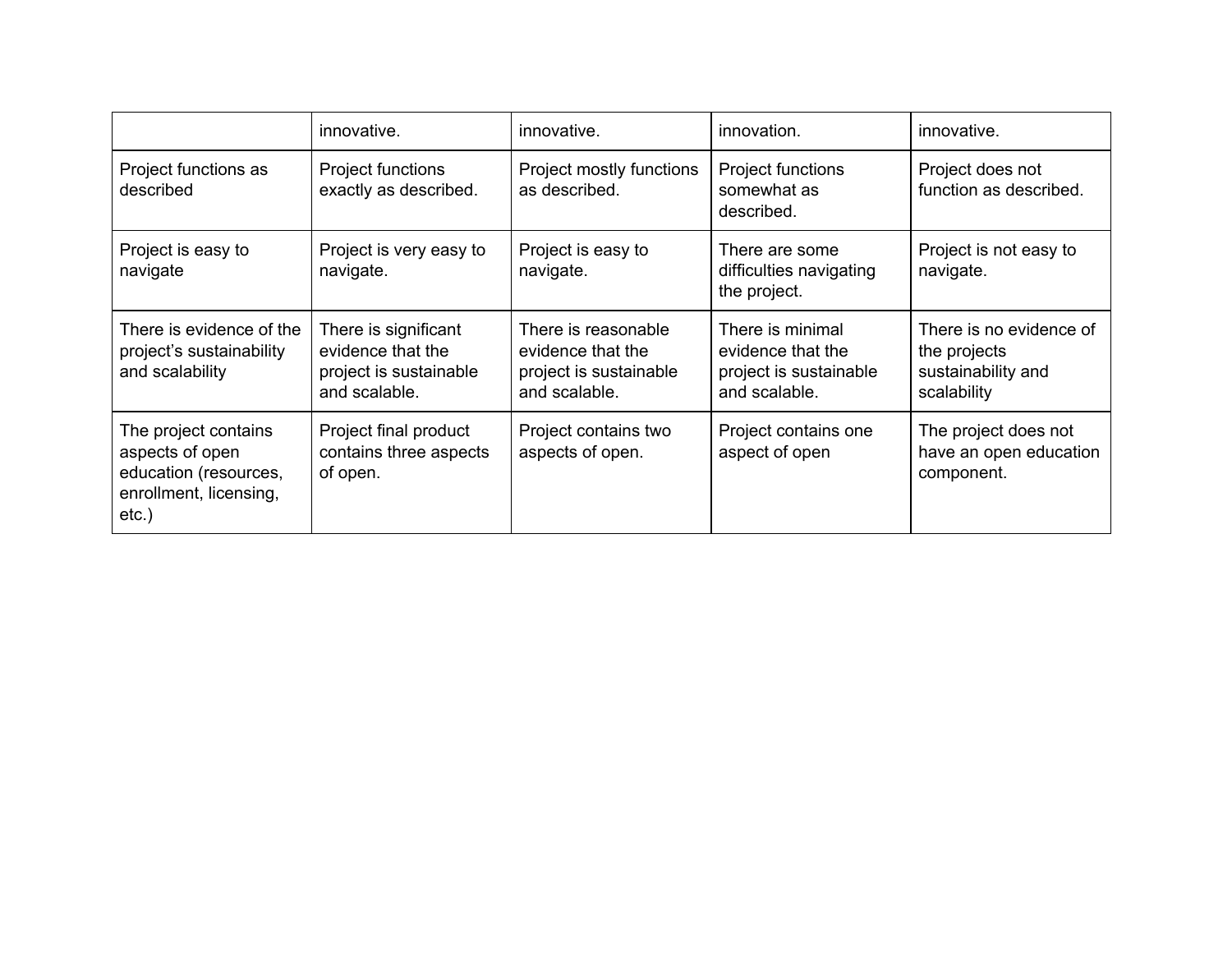| | | | | |
|---|---|---|---|---|
| | innovative. | innovative. | innovation. | innovative. |
| Project functions as described | Project functions exactly as described. | Project mostly functions as described. | Project functions somewhat as described. | Project does not function as described. |
| Project is easy to navigate | Project is very easy to navigate. | Project is easy to navigate. | There are some difficulties navigating the project. | Project is not easy to navigate. |
| There is evidence of the project's sustainability and scalability | There is significant evidence that the project is sustainable and scalable. | There is reasonable evidence that the project is sustainable and scalable. | There is minimal evidence that the project is sustainable and scalable. | There is no evidence of the projects sustainability and scalability |
| The project contains aspects of open education (resources, enrollment, licensing, etc.) | Project final product contains three aspects of open. | Project contains two aspects of open. | Project contains one aspect of open | The project does not have an open education component. |